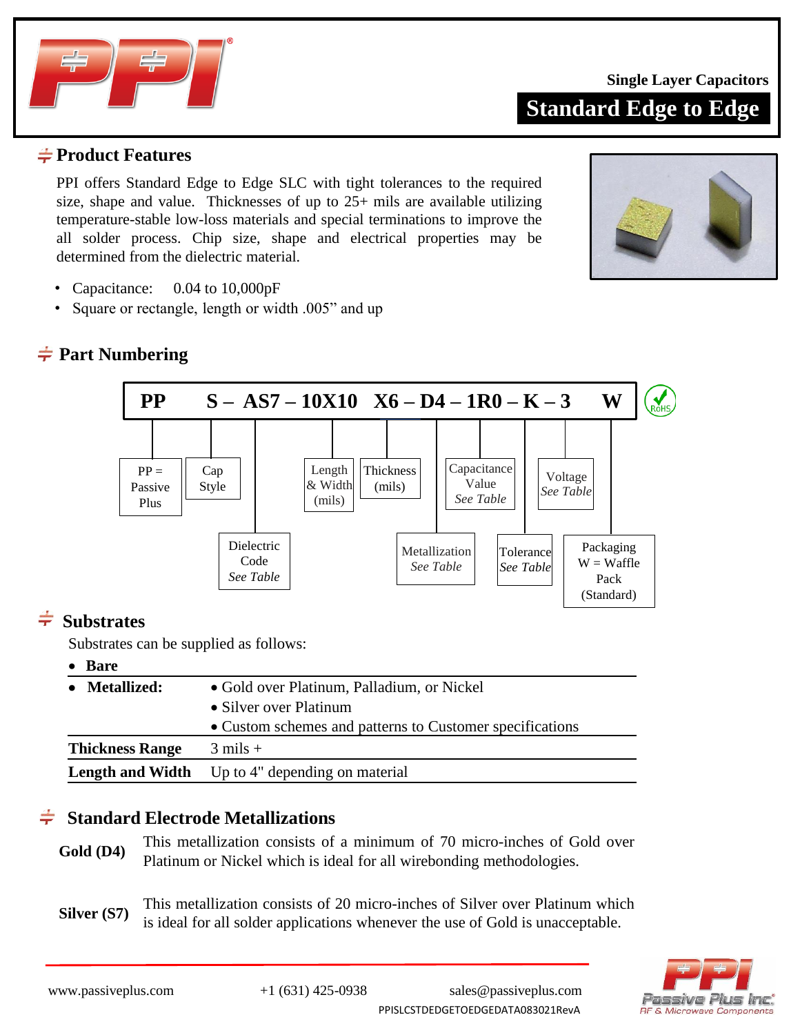Single Layer Capacitors

# Standard Edge to Edge

## Product Features

PPI offers Standard Edge to Edge SLC with tight tolerances to the required size, shape and value. Thicknesses of up to 25+ mils are available utilizing temperature-stable low-loss materials and special terminations to improve the all solder process. Chip size, shape and electrical properties may be determined from the dielectric material.

- Capacitance: 0.04 to 10,000pF
- Square or rectangle, length or width .005" and up

## Part Numbering

**PP S – AS7 – 10X10 X6 – D4 – 1R0 – K – 3 W**

- PP = Passive Plus
- Cap Style
- Dielectric Code *See Table*
- Length & Width (mils)
- Thickness (mils)
- Metallization *See Table*
- Capacitance Value *See Table*
- Tolerance *See Table*
- Voltage *See Table*
- Packaging W = Waffle Pack (Standard)

RoHS

## Substrates

Substrates can be supplied as follows:

| | |
|---|---|
| • **Bare** | |
| • **Metallized:** | • Gold over Platinum, Palladium, or Nickel<br>• Silver over Platinum<br>• Custom schemes and patterns to Customer specifications |
| **Thickness Range** | 3 mils + |
| **Length and Width** | Up to 4" depending on material |

## Standard Electrode Metallizations

**Gold (D4)** This metallization consists of a minimum of 70 micro-inches of Gold over Platinum or Nickel which is ideal for all wirebonding methodologies.

**Silver (S7)** This metallization consists of 20 micro-inches of Silver over Platinum which is ideal for all solder applications whenever the use of Gold is unacceptable.

www.passiveplus.com +1 (631) 425-0938 sales@passiveplus.com

PPISLCSTDEDGETOEDGEDATA083021RevA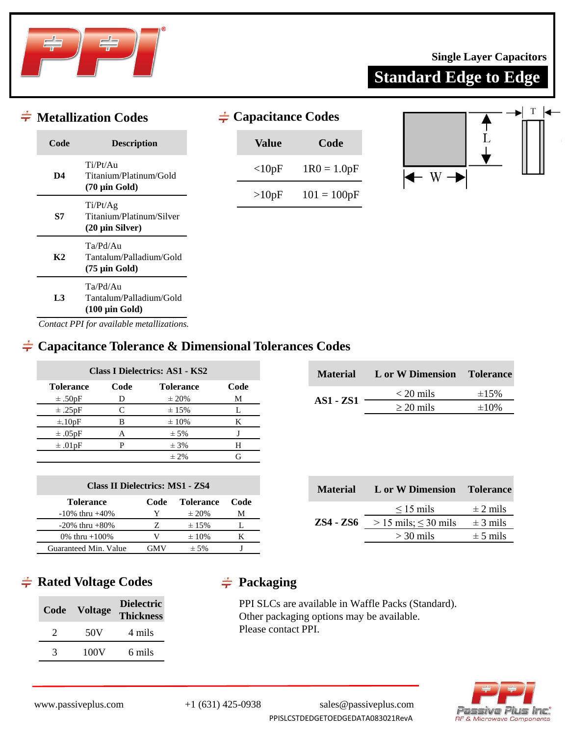Single Layer Capacitors

# Standard Edge to Edge

## Metallization Codes

| Code | Description |
|---|---|
| **D4** | Ti/Pt/Au<br>Titanium/Platinum/Gold<br>**(70 µin Gold)** |
| **S7** | Ti/Pt/Ag<br>Titanium/Platinum/Silver<br>**(20 µin Silver)** |
| **K2** | Ta/Pd/Au<br>Tantalum/Palladium/Gold<br>**(75 µin Gold)** |
| **L3** | Ta/Pd/Au<br>Tantalum/Palladium/Gold<br>**(100 µin Gold)** |

*Contact PPI for available metallizations.*

## Capacitance Codes

| Value | Code |
|---|---|
| <10pF | 1R0 = 1.0pF |
| >10pF | 101 = 100pF |

T, L, W

## Capacitance Tolerance & Dimensional Tolerances Codes

| Class I Dielectrics: AS1 - KS2 | | | |
|---|---|---|---|
| **Tolerance** | **Code** | **Tolerance** | **Code** |
| ± .50pF | D | ± 20% | M |
| ± .25pF | C | ± 15% | L |
| ±.10pF | B | ± 10% | K |
| ± .05pF | A | ± 5% | J |
| ± .01pF | P | ± 3% | H |
| | | ± 2% | G |

| Material | L or W Dimension | Tolerance |
|---|---|---|
| AS1 - ZS1 | < 20 mils | ±15% |
| | ≥ 20 mils | ±10% |

| Class II Dielectrics: MS1 - ZS4 | | | |
|---|---|---|---|
| **Tolerance** | **Code** | **Tolerance** | **Code** |
| -10% thru +40% | Y | ± 20% | M |
| -20% thru +80% | Z | ± 15% | L |
| 0% thru +100% | V | ± 10% | K |
| Guaranteed Min. Value | GMV | ± 5% | J |

| Material | L or W Dimension | Tolerance |
|---|---|---|
| ZS4 - ZS6 | ≤ 15 mils | ± 2 mils |
| | > 15 mils; ≤ 30 mils | ± 3 mils |
| | > 30 mils | ± 5 mils |

## Rated Voltage Codes

| Code | Voltage | Dielectric Thickness |
|---|---|---|
| 2 | 50V | 4 mils |
| 3 | 100V | 6 mils |

## Packaging

PPI SLCs are available in Waffle Packs (Standard).
Other packaging options may be available.
Please contact PPI.

www.passiveplus.com +1 (631) 425-0938 sales@passiveplus.com

PPISLCSTDEDGETOEDGEDATA083021RevA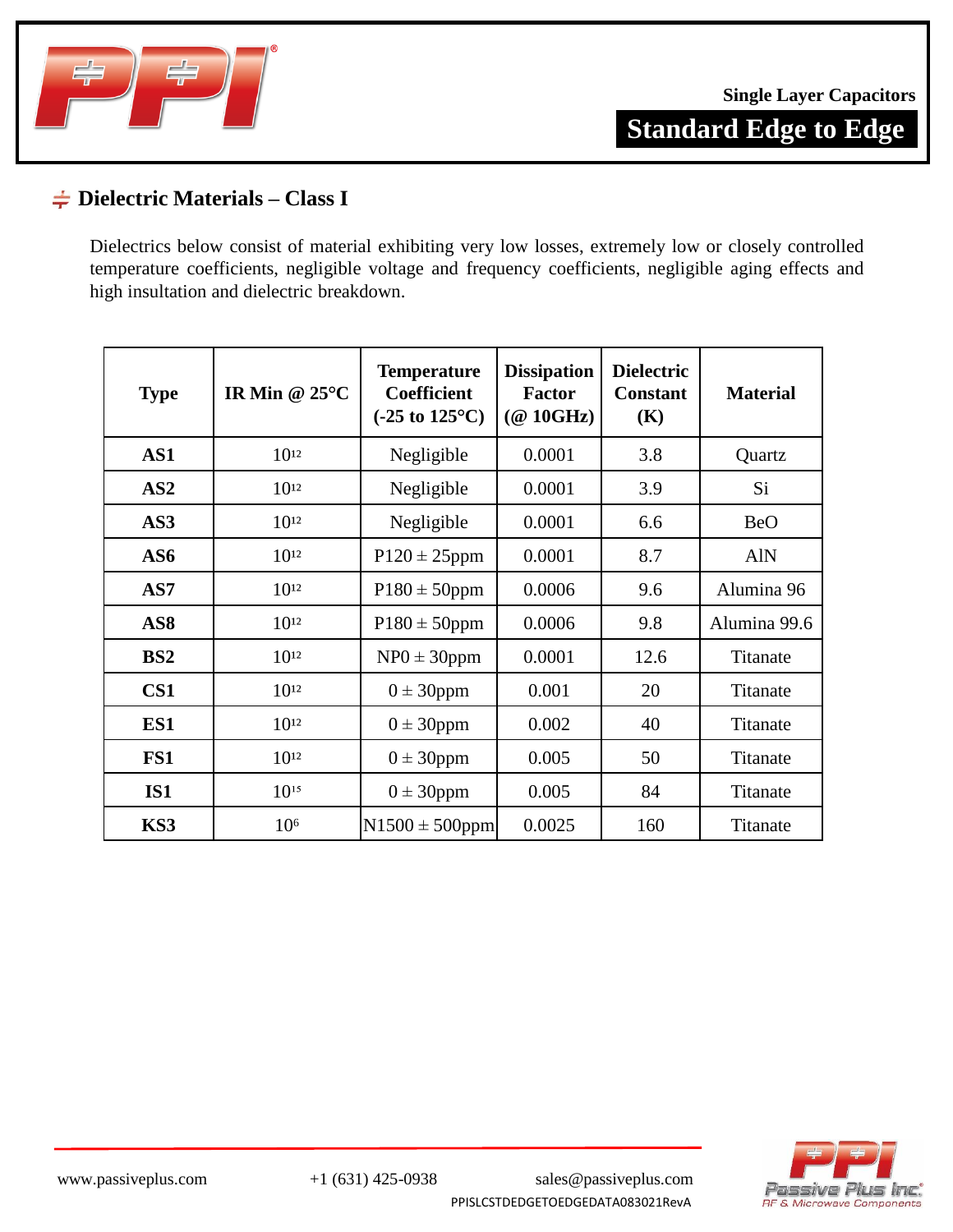## Dielectric Materials – Class I

Dielectrics below consist of material exhibiting very low losses, extremely low or closely controlled temperature coefficients, negligible voltage and frequency coefficients, negligible aging effects and high insultation and dielectric breakdown.

| Type | IR Min @ 25°C | Temperature Coefficient (-25 to 125°C) | Dissipation Factor (@ 10GHz) | Dielectric Constant (K) | Material |
|---|---|---|---|---|---|
| **AS1** | $10^{12}$ | Negligible | 0.0001 | 3.8 | Quartz |
| **AS2** | $10^{12}$ | Negligible | 0.0001 | 3.9 | Si |
| **AS3** | $10^{12}$ | Negligible | 0.0001 | 6.6 | BeO |
| **AS6** | $10^{12}$ | P120 ± 25ppm | 0.0001 | 8.7 | AlN |
| **AS7** | $10^{12}$ | P180 ± 50ppm | 0.0006 | 9.6 | Alumina 96 |
| **AS8** | $10^{12}$ | P180 ± 50ppm | 0.0006 | 9.8 | Alumina 99.6 |
| **BS2** | $10^{12}$ | NP0 ± 30ppm | 0.0001 | 12.6 | Titanate |
| **CS1** | $10^{12}$ | 0 ± 30ppm | 0.001 | 20 | Titanate |
| **ES1** | $10^{12}$ | 0 ± 30ppm | 0.002 | 40 | Titanate |
| **FS1** | $10^{12}$ | 0 ± 30ppm | 0.005 | 50 | Titanate |
| **IS1** | $10^{15}$ | 0 ± 30ppm | 0.005 | 84 | Titanate |
| **KS3** | $10^{6}$ | N1500 ± 500ppm | 0.0025 | 160 | Titanate |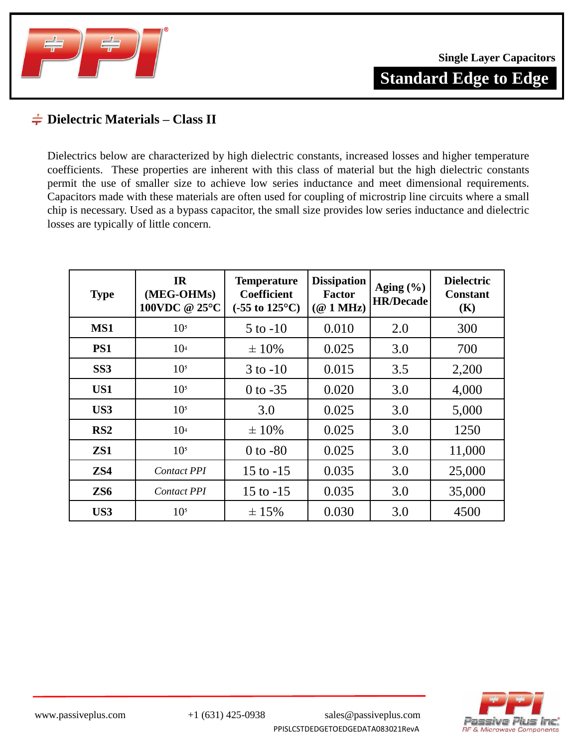Single Layer Capacitors

# Standard Edge to Edge

## Dielectric Materials – Class II

Dielectrics below are characterized by high dielectric constants, increased losses and higher temperature coefficients. These properties are inherent with this class of material but the high dielectric constants permit the use of smaller size to achieve low series inductance and meet dimensional requirements. Capacitors made with these materials are often used for coupling of microstrip line circuits where a small chip is necessary. Used as a bypass capacitor, the small size provides low series inductance and dielectric losses are typically of little concern.

| Type | IR (MEG-OHMs) 100VDC @ 25°C | Temperature Coefficient (-55 to 125°C) | Dissipation Factor (@ 1 MHz) | Aging (%) HR/Decade | Dielectric Constant (K) |
|---|---|---|---|---|---|
| **MS1** | $10^5$ | 5 to -10 | 0.010 | 2.0 | 300 |
| **PS1** | $10^4$ | ± 10% | 0.025 | 3.0 | 700 |
| **SS3** | $10^5$ | 3 to -10 | 0.015 | 3.5 | 2,200 |
| **US1** | $10^5$ | 0 to -35 | 0.020 | 3.0 | 4,000 |
| **US3** | $10^5$ | 3.0 | 0.025 | 3.0 | 5,000 |
| **RS2** | $10^4$ | ± 10% | 0.025 | 3.0 | 1250 |
| **ZS1** | $10^5$ | 0 to -80 | 0.025 | 3.0 | 11,000 |
| **ZS4** | *Contact PPI* | 15 to -15 | 0.035 | 3.0 | 25,000 |
| **ZS6** | *Contact PPI* | 15 to -15 | 0.035 | 3.0 | 35,000 |
| **US3** | $10^5$ | ± 15% | 0.030 | 3.0 | 4500 |

www.passiveplus.com +1 (631) 425-0938 sales@passiveplus.com

PPISLCSTDEDGETOEDGEDATA083021RevA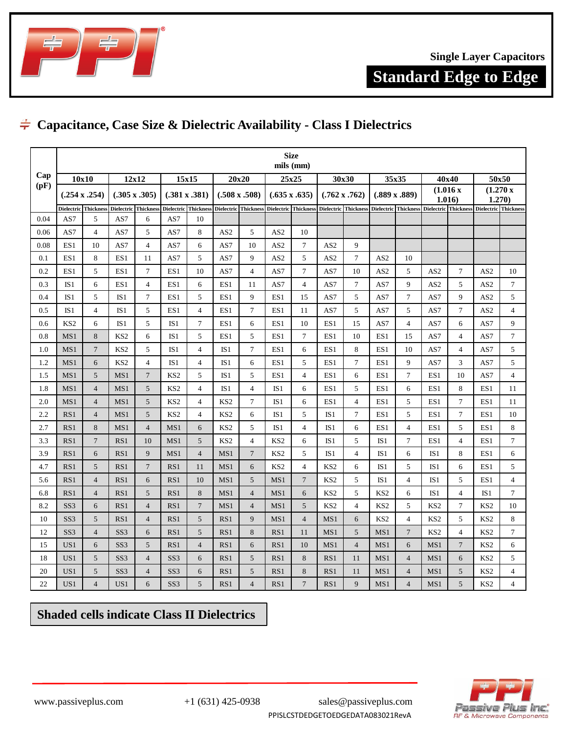Single Layer Capacitors

# Standard Edge to Edge

## Capacitance, Case Size & Dielectric Availability - Class I Dielectrics

| Cap (pF) | Size mils (mm) | | | | | | | | | | | | | | | | | |
|---|---|---|---|---|---|---|---|---|---|---|---|---|---|---|---|---|---|---|
| | 10x10 | | 12x12 | | 15x15 | | 20x20 | | 25x25 | | 30x30 | | 35x35 | | 40x40 | | 50x50 | |
| | (.254 x .254) | | (.305 x .305) | | (.381 x .381) | | (.508 x .508) | | (.635 x .635) | | (.762 x .762) | | (.889 x .889) | | (1.016 x 1.016) | | (1.270 x 1.270) | |
| | Dielectric | Thickness | Dielectric | Thickness | Dielectric | Thickness | Dielectric | Thickness | Dielectric | Thickness | Dielectric | Thickness | Dielectric | Thickness | Dielectric | Thickness | Dielectric | Thickness |
| 0.04 | AS7 | 5 | AS7 | 6 | AS7 | 10 | | | | | | | | | | | | |
| 0.06 | AS7 | 4 | AS7 | 5 | AS7 | 8 | AS2 | 5 | AS2 | 10 | | | | | | | | |
| 0.08 | ES1 | 10 | AS7 | 4 | AS7 | 6 | AS7 | 10 | AS2 | 7 | AS2 | 9 | | | | | | |
| 0.1 | ES1 | 8 | ES1 | 11 | AS7 | 5 | AS7 | 9 | AS2 | 5 | AS2 | 7 | AS2 | 10 | | | | |
| 0.2 | ES1 | 5 | ES1 | 7 | ES1 | 10 | AS7 | 4 | AS7 | 7 | AS7 | 10 | AS2 | 5 | AS2 | 7 | AS2 | 10 |
| 0.3 | IS1 | 6 | ES1 | 4 | ES1 | 6 | ES1 | 11 | AS7 | 4 | AS7 | 7 | AS7 | 9 | AS2 | 5 | AS2 | 7 |
| 0.4 | IS1 | 5 | IS1 | 7 | ES1 | 5 | ES1 | 9 | ES1 | 15 | AS7 | 5 | AS7 | 7 | AS7 | 9 | AS2 | 5 |
| 0.5 | IS1 | 4 | IS1 | 5 | ES1 | 4 | ES1 | 7 | ES1 | 11 | AS7 | 5 | AS7 | 5 | AS7 | 7 | AS2 | 4 |
| 0.6 | KS2 | 6 | IS1 | 5 | IS1 | 7 | ES1 | 6 | ES1 | 10 | ES1 | 15 | AS7 | 4 | AS7 | 6 | AS7 | 9 |
| 0.8 | MS1 | 8 | KS2 | 6 | IS1 | 5 | ES1 | 5 | ES1 | 7 | ES1 | 10 | ES1 | 15 | AS7 | 4 | AS7 | 7 |
| 1.0 | MS1 | 7 | KS2 | 5 | IS1 | 4 | IS1 | 7 | ES1 | 6 | ES1 | 8 | ES1 | 10 | AS7 | 4 | AS7 | 5 |
| 1.2 | MS1 | 6 | KS2 | 4 | IS1 | 4 | IS1 | 6 | ES1 | 5 | ES1 | 7 | ES1 | 9 | AS7 | 3 | AS7 | 5 |
| 1.5 | MS1 | 5 | MS1 | 7 | KS2 | 5 | IS1 | 5 | ES1 | 4 | ES1 | 6 | ES1 | 7 | ES1 | 10 | AS7 | 4 |
| 1.8 | MS1 | 4 | MS1 | 5 | KS2 | 4 | IS1 | 4 | IS1 | 6 | ES1 | 5 | ES1 | 6 | ES1 | 8 | ES1 | 11 |
| 2.0 | MS1 | 4 | MS1 | 5 | KS2 | 4 | KS2 | 7 | IS1 | 6 | ES1 | 4 | ES1 | 5 | ES1 | 7 | ES1 | 11 |
| 2.2 | RS1 | 4 | MS1 | 5 | KS2 | 4 | KS2 | 6 | IS1 | 5 | IS1 | 7 | ES1 | 5 | ES1 | 7 | ES1 | 10 |
| 2.7 | RS1 | 8 | MS1 | 4 | MS1 | 6 | KS2 | 5 | IS1 | 4 | IS1 | 6 | ES1 | 4 | ES1 | 5 | ES1 | 8 |
| 3.3 | RS1 | 7 | RS1 | 10 | MS1 | 5 | KS2 | 4 | KS2 | 6 | IS1 | 5 | IS1 | 7 | ES1 | 4 | ES1 | 7 |
| 3.9 | RS1 | 6 | RS1 | 9 | MS1 | 4 | MS1 | 7 | KS2 | 5 | IS1 | 4 | IS1 | 6 | IS1 | 8 | ES1 | 6 |
| 4.7 | RS1 | 5 | RS1 | 7 | RS1 | 11 | MS1 | 6 | KS2 | 4 | KS2 | 6 | IS1 | 5 | IS1 | 6 | ES1 | 5 |
| 5.6 | RS1 | 4 | RS1 | 6 | RS1 | 10 | MS1 | 5 | MS1 | 7 | KS2 | 5 | IS1 | 4 | IS1 | 5 | ES1 | 4 |
| 6.8 | RS1 | 4 | RS1 | 5 | RS1 | 8 | MS1 | 4 | MS1 | 6 | KS2 | 5 | KS2 | 6 | IS1 | 4 | IS1 | 7 |
| 8.2 | SS3 | 6 | RS1 | 4 | RS1 | 7 | MS1 | 4 | MS1 | 5 | KS2 | 4 | KS2 | 5 | KS2 | 7 | KS2 | 10 |
| 10 | SS3 | 5 | RS1 | 4 | RS1 | 5 | RS1 | 9 | MS1 | 4 | MS1 | 6 | KS2 | 4 | KS2 | 5 | KS2 | 8 |
| 12 | SS3 | 4 | SS3 | 6 | RS1 | 5 | RS1 | 8 | RS1 | 11 | MS1 | 5 | MS1 | 7 | KS2 | 4 | KS2 | 7 |
| 15 | US1 | 6 | SS3 | 5 | RS1 | 4 | RS1 | 6 | RS1 | 10 | MS1 | 4 | MS1 | 6 | MS1 | 7 | KS2 | 6 |
| 18 | US1 | 5 | SS3 | 4 | SS3 | 6 | RS1 | 5 | RS1 | 8 | RS1 | 11 | MS1 | 4 | MS1 | 6 | KS2 | 5 |
| 20 | US1 | 5 | SS3 | 4 | SS3 | 6 | RS1 | 5 | RS1 | 8 | RS1 | 11 | MS1 | 4 | MS1 | 5 | KS2 | 4 |
| 22 | US1 | 4 | US1 | 6 | SS3 | 5 | RS1 | 4 | RS1 | 7 | RS1 | 9 | MS1 | 4 | MS1 | 5 | KS2 | 4 |

**Shaded cells indicate Class II Dielectrics**

www.passiveplus.com +1 (631) 425-0938 sales@passiveplus.com

PPISLCSTDEDGETOEDGEDATA083021RevA

Passive Plus Inc. RF & Microwave Components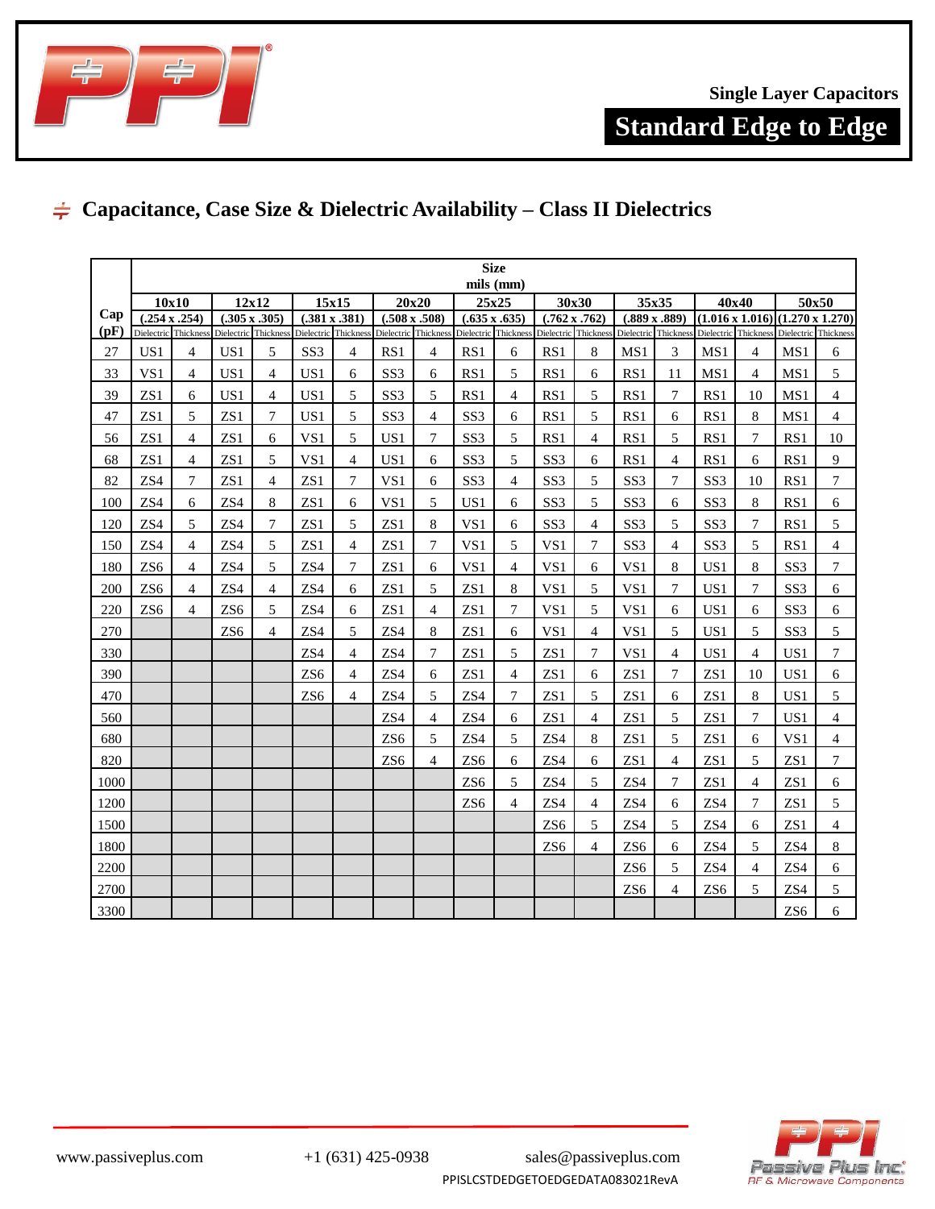Single Layer Capacitors

# Standard Edge to Edge

## ≑ Capacitance, Case Size & Dielectric Availability – Class II Dielectrics

| Cap (pF) | Size mils (mm) | | | | | | | | | | | | | | | |
|---|---|---|---|---|---|---|---|---|---|---|---|---|---|---|---|---|
| | 10x10 (.254 x .254) | | 12x12 (.305 x .305) | | 15x15 (.381 x .381) | | 20x20 (.508 x .508) | | 25x25 (.635 x .635) | | 30x30 (.762 x .762) | | 35x35 (.889 x .889) | | 40x40 (1.016 x 1.016) | | 50x50 (1.270 x 1.270) | |
| | Dielectric | Thickness | Dielectric | Thickness | Dielectric | Thickness | Dielectric | Thickness | Dielectric | Thickness | Dielectric | Thickness | Dielectric | Thickness | Dielectric | Thickness | Dielectric | Thickness |
| 27 | US1 | 4 | US1 | 5 | SS3 | 4 | RS1 | 4 | RS1 | 6 | RS1 | 8 | MS1 | 3 | MS1 | 4 | MS1 | 6 |
| 33 | VS1 | 4 | US1 | 4 | US1 | 6 | SS3 | 6 | RS1 | 5 | RS1 | 6 | RS1 | 11 | MS1 | 4 | MS1 | 5 |
| 39 | ZS1 | 6 | US1 | 4 | US1 | 5 | SS3 | 5 | RS1 | 4 | RS1 | 5 | RS1 | 7 | RS1 | 10 | MS1 | 4 |
| 47 | ZS1 | 5 | ZS1 | 7 | US1 | 5 | SS3 | 4 | SS3 | 6 | RS1 | 5 | RS1 | 6 | RS1 | 8 | MS1 | 4 |
| 56 | ZS1 | 4 | ZS1 | 6 | VS1 | 5 | US1 | 7 | SS3 | 5 | RS1 | 4 | RS1 | 5 | RS1 | 7 | RS1 | 10 |
| 68 | ZS1 | 4 | ZS1 | 5 | VS1 | 4 | US1 | 6 | SS3 | 5 | SS3 | 6 | RS1 | 4 | RS1 | 6 | RS1 | 9 |
| 82 | ZS4 | 7 | ZS1 | 4 | ZS1 | 7 | VS1 | 6 | SS3 | 4 | SS3 | 5 | SS3 | 7 | SS3 | 10 | RS1 | 7 |
| 100 | ZS4 | 6 | ZS4 | 8 | ZS1 | 6 | VS1 | 5 | US1 | 6 | SS3 | 5 | SS3 | 6 | SS3 | 8 | RS1 | 6 |
| 120 | ZS4 | 5 | ZS4 | 7 | ZS1 | 5 | ZS1 | 8 | VS1 | 6 | SS3 | 4 | SS3 | 5 | SS3 | 7 | RS1 | 5 |
| 150 | ZS4 | 4 | ZS4 | 5 | ZS1 | 4 | ZS1 | 7 | VS1 | 5 | VS1 | 7 | SS3 | 4 | SS3 | 5 | RS1 | 4 |
| 180 | ZS6 | 4 | ZS4 | 5 | ZS4 | 7 | ZS1 | 6 | VS1 | 4 | VS1 | 6 | VS1 | 8 | US1 | 8 | SS3 | 7 |
| 200 | ZS6 | 4 | ZS4 | 4 | ZS4 | 6 | ZS1 | 5 | ZS1 | 8 | VS1 | 5 | VS1 | 7 | US1 | 7 | SS3 | 6 |
| 220 | ZS6 | 4 | ZS6 | 5 | ZS4 | 6 | ZS1 | 4 | ZS1 | 7 | VS1 | 5 | VS1 | 6 | US1 | 6 | SS3 | 6 |
| 270 | | | ZS6 | 4 | ZS4 | 5 | ZS4 | 8 | ZS1 | 6 | VS1 | 4 | VS1 | 5 | US1 | 5 | SS3 | 5 |
| 330 | | | | | ZS4 | 4 | ZS4 | 7 | ZS1 | 5 | ZS1 | 7 | VS1 | 4 | US1 | 4 | US1 | 7 |
| 390 | | | | | ZS6 | 4 | ZS4 | 6 | ZS1 | 4 | ZS1 | 6 | ZS1 | 7 | ZS1 | 10 | US1 | 6 |
| 470 | | | | | ZS6 | 4 | ZS4 | 5 | ZS4 | 7 | ZS1 | 5 | ZS1 | 6 | ZS1 | 8 | US1 | 5 |
| 560 | | | | | | | ZS4 | 4 | ZS4 | 6 | ZS1 | 4 | ZS1 | 5 | ZS1 | 7 | US1 | 4 |
| 680 | | | | | | | ZS6 | 5 | ZS4 | 5 | ZS4 | 8 | ZS1 | 5 | ZS1 | 6 | VS1 | 4 |
| 820 | | | | | | | ZS6 | 4 | ZS6 | 6 | ZS4 | 6 | ZS1 | 4 | ZS1 | 5 | ZS1 | 7 |
| 1000 | | | | | | | | | ZS6 | 5 | ZS4 | 5 | ZS4 | 7 | ZS1 | 4 | ZS1 | 6 |
| 1200 | | | | | | | | | ZS6 | 4 | ZS4 | 4 | ZS4 | 6 | ZS4 | 7 | ZS1 | 5 |
| 1500 | | | | | | | | | | | ZS6 | 5 | ZS4 | 5 | ZS4 | 6 | ZS1 | 4 |
| 1800 | | | | | | | | | | | ZS6 | 4 | ZS6 | 6 | ZS4 | 5 | ZS4 | 8 |
| 2200 | | | | | | | | | | | | | ZS6 | 5 | ZS4 | 4 | ZS4 | 6 |
| 2700 | | | | | | | | | | | | | ZS6 | 4 | ZS6 | 5 | ZS4 | 5 |
| 3300 | | | | | | | | | | | | | | | | | ZS6 | 6 |

www.passiveplus.com +1 (631) 425-0938 sales@passiveplus.com

PPISLCSTDEDGETOEDGEDATA083021RevA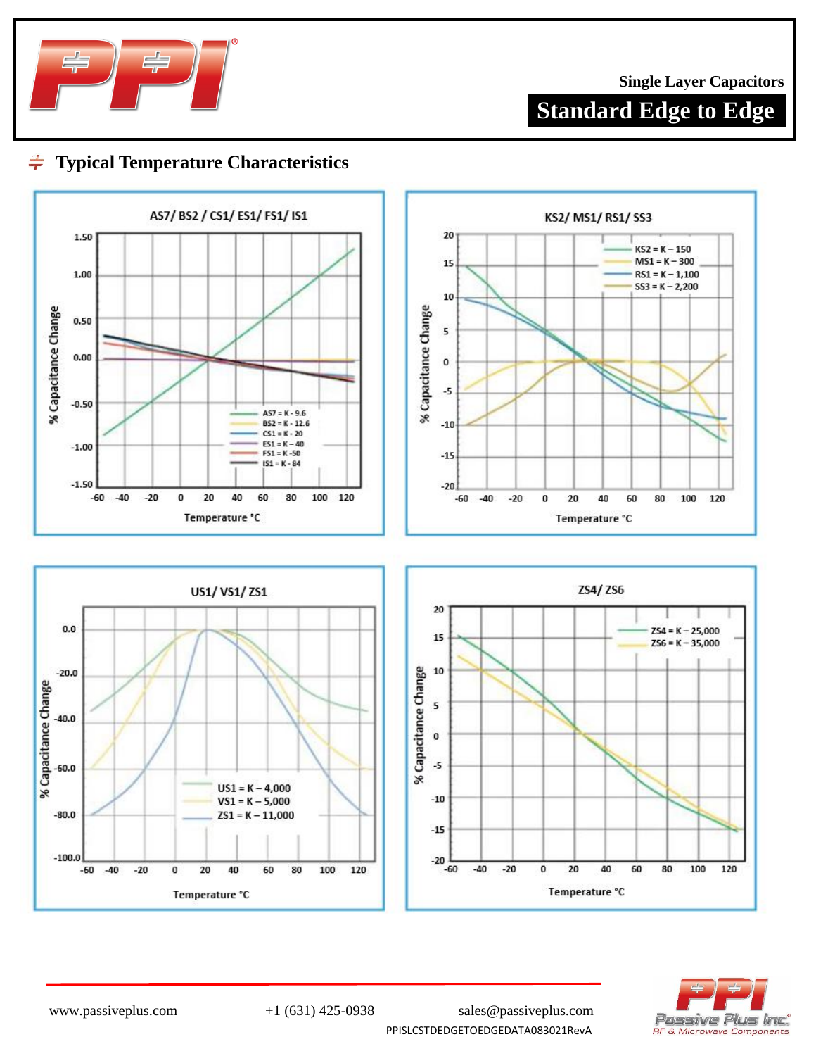Single Layer Capacitors

# Standard Edge to Edge

## Typical Temperature Characteristics

AS7/ BS2 / CS1/ ES1/ FS1/ IS1

% Capacitance Change

1.50
1.00
0.50
0.00
-0.50
-1.00
-1.50

-60 -40 -20 0 20 40 60 80 100 120

Temperature °C

AS7 = K - 9.6
BS2 = K - 12.6
CS1 = K - 20
ES1 = K – 40
FS1 = K -50
IS1 = K - 84

KS2/ MS1/ RS1/ SS3

% Capacitance Change

20
15
10
5
0
-5
-10
-15
-20

-60 -40 -20 0 20 40 60 80 100 120

Temperature °C

KS2 = K – 150
MS1 = K – 300
RS1 = K – 1,100
SS3 = K – 2,200

US1/ VS1/ ZS1

% Capacitance Change

0.0
-20.0
-40.0
-60.0
-80.0
-100.0

-60 -40 -20 0 20 40 60 80 100 120

Temperature °C

US1 = K – 4,000
VS1 = K – 5,000
ZS1 = K – 11,000

ZS4/ ZS6

% Capacitance Change

20
15
10
5
0
-5
-10
-15
-20

-60 -40 -20 0 20 40 60 80 100 120

Temperature °C

ZS4 = K – 25,000
ZS6 = K – 35,000

www.passiveplus.com +1 (631) 425-0938 sales@passiveplus.com

PPISLCSTDEDGETOEDGEDATA083021RevA

Passive Plus Inc.
RF & Microwave Components